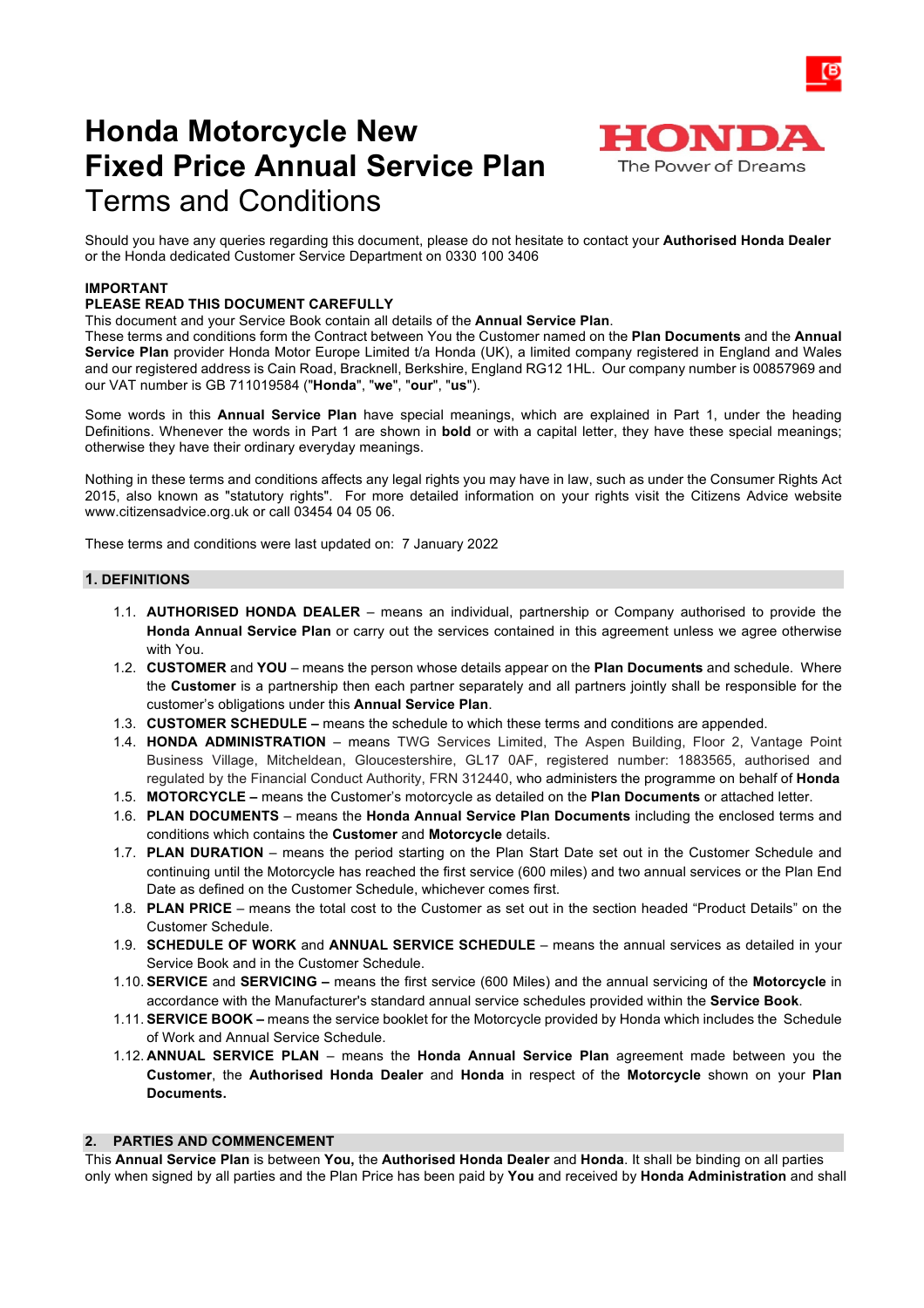# Honda Motorcycle New Fixed Price Annual Service Plan

Terms and Conditions

HONDA
The Power of Dreams

Should you have any queries regarding this document, please do not hesitate to contact your **Authorised Honda Dealer** or the Honda dedicated Customer Service Department on 0330 100 3406

**IMPORTANT**
**PLEASE READ THIS DOCUMENT CAREFULLY**

This document and your Service Book contain all details of the **Annual Service Plan**.
These terms and conditions form the Contract between You the Customer named on the **Plan Documents** and the **Annual Service Plan** provider Honda Motor Europe Limited t/a Honda (UK), a limited company registered in England and Wales and our registered address is Cain Road, Bracknell, Berkshire, England RG12 1HL. Our company number is 00857969 and our VAT number is GB 711019584 ("**Honda**", "**we**", "**our**", "**us**").

Some words in this **Annual Service Plan** have special meanings, which are explained in Part 1, under the heading Definitions. Whenever the words in Part 1 are shown in **bold** or with a capital letter, they have these special meanings; otherwise they have their ordinary everyday meanings.

Nothing in these terms and conditions affects any legal rights you may have in law, such as under the Consumer Rights Act 2015, also known as "statutory rights". For more detailed information on your rights visit the Citizens Advice website www.citizensadvice.org.uk or call 03454 04 05 06.

These terms and conditions were last updated on: 7 January 2022

## 1. DEFINITIONS

1.1. **AUTHORISED HONDA DEALER** – means an individual, partnership or Company authorised to provide the **Honda Annual Service Plan** or carry out the services contained in this agreement unless we agree otherwise with You.

1.2. **CUSTOMER** and **YOU** – means the person whose details appear on the **Plan Documents** and schedule. Where the **Customer** is a partnership then each partner separately and all partners jointly shall be responsible for the customer's obligations under this **Annual Service Plan**.

1.3. **CUSTOMER SCHEDULE –** means the schedule to which these terms and conditions are appended.

1.4. **HONDA ADMINISTRATION** – means TWG Services Limited, The Aspen Building, Floor 2, Vantage Point Business Village, Mitcheldean, Gloucestershire, GL17 0AF, registered number: 1883565, authorised and regulated by the Financial Conduct Authority, FRN 312440, who administers the programme on behalf of **Honda**

1.5. **MOTORCYCLE –** means the Customer's motorcycle as detailed on the **Plan Documents** or attached letter.

1.6. **PLAN DOCUMENTS** – means the **Honda Annual Service Plan Documents** including the enclosed terms and conditions which contains the **Customer** and **Motorcycle** details.

1.7. **PLAN DURATION** – means the period starting on the Plan Start Date set out in the Customer Schedule and continuing until the Motorcycle has reached the first service (600 miles) and two annual services or the Plan End Date as defined on the Customer Schedule, whichever comes first.

1.8. **PLAN PRICE** – means the total cost to the Customer as set out in the section headed "Product Details" on the Customer Schedule.

1.9. **SCHEDULE OF WORK** and **ANNUAL SERVICE SCHEDULE** – means the annual services as detailed in your Service Book and in the Customer Schedule.

1.10. **SERVICE** and **SERVICING –** means the first service (600 Miles) and the annual servicing of the **Motorcycle** in accordance with the Manufacturer's standard annual service schedules provided within the **Service Book**.

1.11. **SERVICE BOOK –** means the service booklet for the Motorcycle provided by Honda which includes the Schedule of Work and Annual Service Schedule.

1.12. **ANNUAL SERVICE PLAN** – means the **Honda Annual Service Plan** agreement made between you the **Customer**, the **Authorised Honda Dealer** and **Honda** in respect of the **Motorcycle** shown on your **Plan Documents.**

## 2. PARTIES AND COMMENCEMENT

This **Annual Service Plan** is between **You,** the **Authorised Honda Dealer** and **Honda**. It shall be binding on all parties only when signed by all parties and the Plan Price has been paid by **You** and received by **Honda Administration** and shall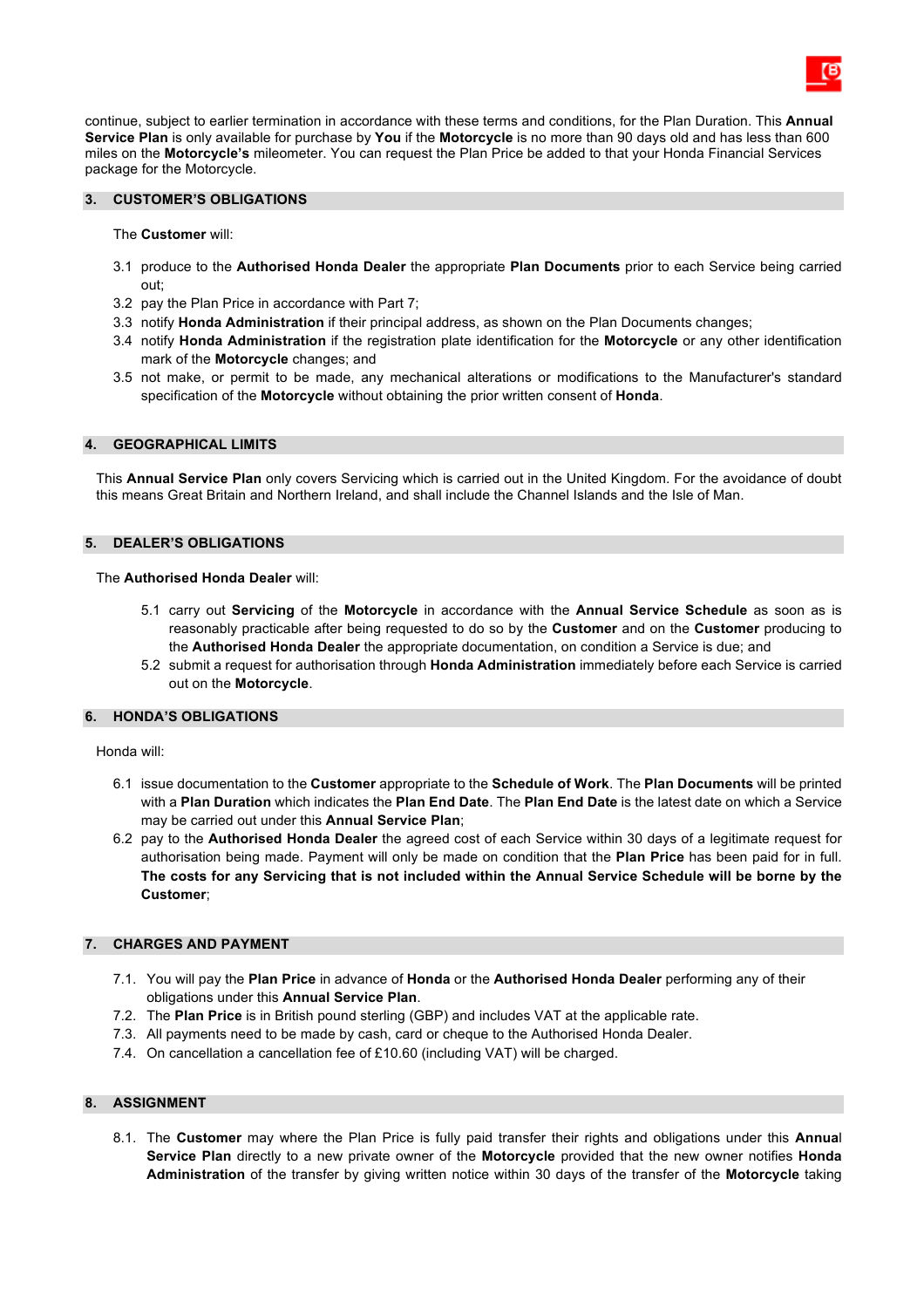continue, subject to earlier termination in accordance with these terms and conditions, for the Plan Duration. This **Annual Service Plan** is only available for purchase by **You** if the **Motorcycle** is no more than 90 days old and has less than 600 miles on the **Motorcycle's** mileometer. You can request the Plan Price be added to that your Honda Financial Services package for the Motorcycle.

## 3. CUSTOMER'S OBLIGATIONS

The **Customer** will:

3.1 produce to the **Authorised Honda Dealer** the appropriate **Plan Documents** prior to each Service being carried out;

3.2 pay the Plan Price in accordance with Part 7;

3.3 notify **Honda Administration** if their principal address, as shown on the Plan Documents changes;

3.4 notify **Honda Administration** if the registration plate identification for the **Motorcycle** or any other identification mark of the **Motorcycle** changes; and

3.5 not make, or permit to be made, any mechanical alterations or modifications to the Manufacturer's standard specification of the **Motorcycle** without obtaining the prior written consent of **Honda**.

## 4. GEOGRAPHICAL LIMITS

This **Annual Service Plan** only covers Servicing which is carried out in the United Kingdom. For the avoidance of doubt this means Great Britain and Northern Ireland, and shall include the Channel Islands and the Isle of Man.

## 5. DEALER'S OBLIGATIONS

The **Authorised Honda Dealer** will:

5.1 carry out **Servicing** of the **Motorcycle** in accordance with the **Annual Service Schedule** as soon as is reasonably practicable after being requested to do so by the **Customer** and on the **Customer** producing to the **Authorised Honda Dealer** the appropriate documentation, on condition a Service is due; and

5.2 submit a request for authorisation through **Honda Administration** immediately before each Service is carried out on the **Motorcycle**.

## 6. HONDA'S OBLIGATIONS

Honda will:

6.1 issue documentation to the **Customer** appropriate to the **Schedule of Work**. The **Plan Documents** will be printed with a **Plan Duration** which indicates the **Plan End Date**. The **Plan End Date** is the latest date on which a Service may be carried out under this **Annual Service Plan**;

6.2 pay to the **Authorised Honda Dealer** the agreed cost of each Service within 30 days of a legitimate request for authorisation being made. Payment will only be made on condition that the **Plan Price** has been paid for in full. **The costs for any Servicing that is not included within the Annual Service Schedule will be borne by the Customer**;

## 7. CHARGES AND PAYMENT

7.1. You will pay the **Plan Price** in advance of **Honda** or the **Authorised Honda Dealer** performing any of their obligations under this **Annual Service Plan**.

7.2. The **Plan Price** is in British pound sterling (GBP) and includes VAT at the applicable rate.

7.3. All payments need to be made by cash, card or cheque to the Authorised Honda Dealer.

7.4. On cancellation a cancellation fee of £10.60 (including VAT) will be charged.

## 8. ASSIGNMENT

8.1. The **Customer** may where the Plan Price is fully paid transfer their rights and obligations under this **Annual Service Plan** directly to a new private owner of the **Motorcycle** provided that the new owner notifies **Honda Administration** of the transfer by giving written notice within 30 days of the transfer of the **Motorcycle** taking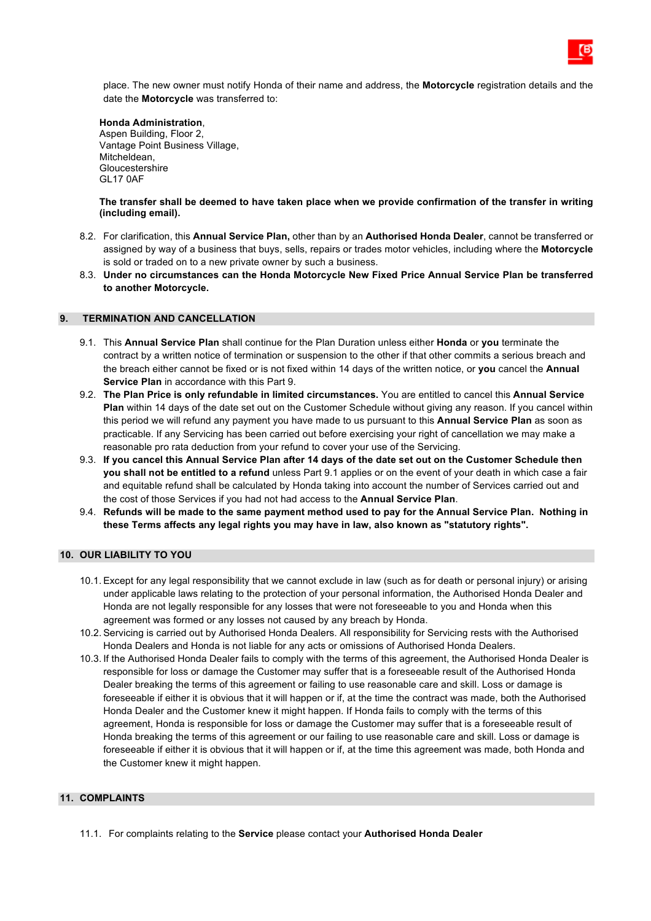place. The new owner must notify Honda of their name and address, the **Motorcycle** registration details and the date the **Motorcycle** was transferred to:

**Honda Administration**,
Aspen Building, Floor 2,
Vantage Point Business Village,
Mitcheldean,
Gloucestershire
GL17 0AF

**The transfer shall be deemed to have taken place when we provide confirmation of the transfer in writing (including email).**

8.2. For clarification, this **Annual Service Plan,** other than by an **Authorised Honda Dealer**, cannot be transferred or assigned by way of a business that buys, sells, repairs or trades motor vehicles, including where the **Motorcycle** is sold or traded on to a new private owner by such a business.

8.3. **Under no circumstances can the Honda Motorcycle New Fixed Price Annual Service Plan be transferred to another Motorcycle.**

## 9. TERMINATION AND CANCELLATION

9.1. This **Annual Service Plan** shall continue for the Plan Duration unless either **Honda** or **you** terminate the contract by a written notice of termination or suspension to the other if that other commits a serious breach and the breach either cannot be fixed or is not fixed within 14 days of the written notice, or **you** cancel the **Annual Service Plan** in accordance with this Part 9.

9.2. **The Plan Price is only refundable in limited circumstances.** You are entitled to cancel this **Annual Service Plan** within 14 days of the date set out on the Customer Schedule without giving any reason. If you cancel within this period we will refund any payment you have made to us pursuant to this **Annual Service Plan** as soon as practicable. If any Servicing has been carried out before exercising your right of cancellation we may make a reasonable pro rata deduction from your refund to cover your use of the Servicing.

9.3. **If you cancel this Annual Service Plan after 14 days of the date set out on the Customer Schedule then you shall not be entitled to a refund** unless Part 9.1 applies or on the event of your death in which case a fair and equitable refund shall be calculated by Honda taking into account the number of Services carried out and the cost of those Services if you had not had access to the **Annual Service Plan**.

9.4. **Refunds will be made to the same payment method used to pay for the Annual Service Plan. Nothing in these Terms affects any legal rights you may have in law, also known as "statutory rights".**

## 10. OUR LIABILITY TO YOU

10.1. Except for any legal responsibility that we cannot exclude in law (such as for death or personal injury) or arising under applicable laws relating to the protection of your personal information, the Authorised Honda Dealer and Honda are not legally responsible for any losses that were not foreseeable to you and Honda when this agreement was formed or any losses not caused by any breach by Honda.

10.2. Servicing is carried out by Authorised Honda Dealers. All responsibility for Servicing rests with the Authorised Honda Dealers and Honda is not liable for any acts or omissions of Authorised Honda Dealers.

10.3. If the Authorised Honda Dealer fails to comply with the terms of this agreement, the Authorised Honda Dealer is responsible for loss or damage the Customer may suffer that is a foreseeable result of the Authorised Honda Dealer breaking the terms of this agreement or failing to use reasonable care and skill. Loss or damage is foreseeable if either it is obvious that it will happen or if, at the time the contract was made, both the Authorised Honda Dealer and the Customer knew it might happen. If Honda fails to comply with the terms of this agreement, Honda is responsible for loss or damage the Customer may suffer that is a foreseeable result of Honda breaking the terms of this agreement or our failing to use reasonable care and skill. Loss or damage is foreseeable if either it is obvious that it will happen or if, at the time this agreement was made, both Honda and the Customer knew it might happen.

## 11. COMPLAINTS

11.1. For complaints relating to the **Service** please contact your **Authorised Honda Dealer**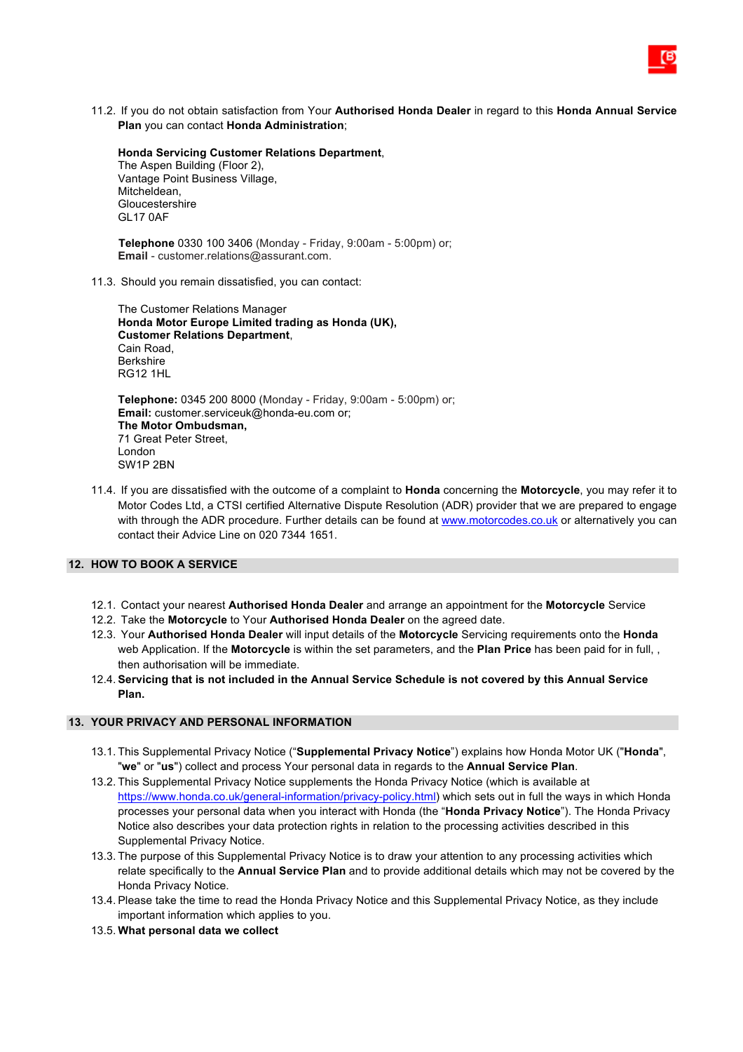11.2. If you do not obtain satisfaction from Your **Authorised Honda Dealer** in regard to this **Honda Annual Service Plan** you can contact **Honda Administration**;

**Honda Servicing Customer Relations Department**,
The Aspen Building (Floor 2),
Vantage Point Business Village,
Mitcheldean,
Gloucestershire
GL17 0AF

**Telephone** 0330 100 3406 (Monday - Friday, 9:00am - 5:00pm) or;
**Email** - customer.relations@assurant.com.

11.3. Should you remain dissatisfied, you can contact:

The Customer Relations Manager
**Honda Motor Europe Limited trading as Honda (UK), Customer Relations Department**,
Cain Road,
Berkshire
RG12 1HL

**Telephone:** 0345 200 8000 (Monday - Friday, 9:00am - 5:00pm) or;
**Email:** customer.serviceuk@honda-eu.com or;
**The Motor Ombudsman,**
71 Great Peter Street,
London
SW1P 2BN

11.4. If you are dissatisfied with the outcome of a complaint to **Honda** concerning the **Motorcycle**, you may refer it to Motor Codes Ltd, a CTSI certified Alternative Dispute Resolution (ADR) provider that we are prepared to engage with through the ADR procedure. Further details can be found at www.motorcodes.co.uk or alternatively you can contact their Advice Line on 020 7344 1651.

## 12. HOW TO BOOK A SERVICE

12.1. Contact your nearest **Authorised Honda Dealer** and arrange an appointment for the **Motorcycle** Service
12.2. Take the **Motorcycle** to Your **Authorised Honda Dealer** on the agreed date.
12.3. Your **Authorised Honda Dealer** will input details of the **Motorcycle** Servicing requirements onto the **Honda** web Application. If the **Motorcycle** is within the set parameters, and the **Plan Price** has been paid for in full, , then authorisation will be immediate.
12.4. **Servicing that is not included in the Annual Service Schedule is not covered by this Annual Service Plan.**

## 13. YOUR PRIVACY AND PERSONAL INFORMATION

13.1. This Supplemental Privacy Notice ("**Supplemental Privacy Notice**") explains how Honda Motor UK ("**Honda**", "**we**" or "**us**") collect and process Your personal data in regards to the **Annual Service Plan**.
13.2. This Supplemental Privacy Notice supplements the Honda Privacy Notice (which is available at https://www.honda.co.uk/general-information/privacy-policy.html) which sets out in full the ways in which Honda processes your personal data when you interact with Honda (the "**Honda Privacy Notice**"). The Honda Privacy Notice also describes your data protection rights in relation to the processing activities described in this Supplemental Privacy Notice.
13.3. The purpose of this Supplemental Privacy Notice is to draw your attention to any processing activities which relate specifically to the **Annual Service Plan** and to provide additional details which may not be covered by the Honda Privacy Notice.
13.4. Please take the time to read the Honda Privacy Notice and this Supplemental Privacy Notice, as they include important information which applies to you.
13.5. **What personal data we collect**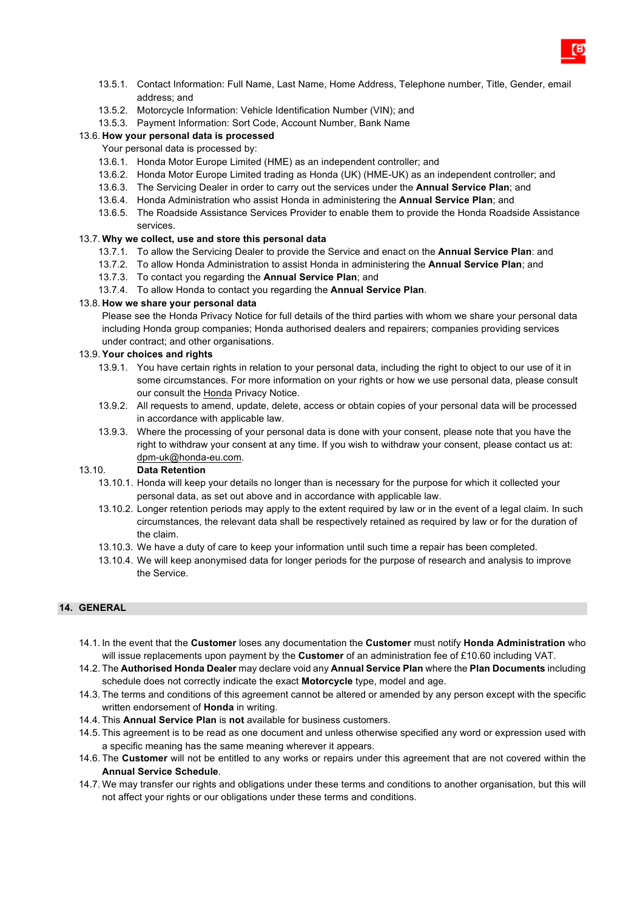13.5.1. Contact Information: Full Name, Last Name, Home Address, Telephone number, Title, Gender, email address; and

13.5.2. Motorcycle Information: Vehicle Identification Number (VIN); and

13.5.3. Payment Information: Sort Code, Account Number, Bank Name

13.6. **How your personal data is processed**

Your personal data is processed by:

13.6.1. Honda Motor Europe Limited (HME) as an independent controller; and

13.6.2. Honda Motor Europe Limited trading as Honda (UK) (HME-UK) as an independent controller; and

13.6.3. The Servicing Dealer in order to carry out the services under the **Annual Service Plan**; and

13.6.4. Honda Administration who assist Honda in administering the **Annual Service Plan**; and

13.6.5. The Roadside Assistance Services Provider to enable them to provide the Honda Roadside Assistance services.

13.7. **Why we collect, use and store this personal data**

13.7.1. To allow the Servicing Dealer to provide the Service and enact on the **Annual Service Plan**: and

13.7.2. To allow Honda Administration to assist Honda in administering the **Annual Service Plan**; and

13.7.3. To contact you regarding the **Annual Service Plan**; and

13.7.4. To allow Honda to contact you regarding the **Annual Service Plan**.

13.8. **How we share your personal data**

Please see the Honda Privacy Notice for full details of the third parties with whom we share your personal data including Honda group companies; Honda authorised dealers and repairers; companies providing services under contract; and other organisations.

13.9. **Your choices and rights**

13.9.1. You have certain rights in relation to your personal data, including the right to object to our use of it in some circumstances. For more information on your rights or how we use personal data, please consult our consult the Honda Privacy Notice.

13.9.2. All requests to amend, update, delete, access or obtain copies of your personal data will be processed in accordance with applicable law.

13.9.3. Where the processing of your personal data is done with your consent, please note that you have the right to withdraw your consent at any time. If you wish to withdraw your consent, please contact us at: dpm-uk@honda-eu.com.

13.10. **Data Retention**

13.10.1. Honda will keep your details no longer than is necessary for the purpose for which it collected your personal data, as set out above and in accordance with applicable law.

13.10.2. Longer retention periods may apply to the extent required by law or in the event of a legal claim. In such circumstances, the relevant data shall be respectively retained as required by law or for the duration of the claim.

13.10.3. We have a duty of care to keep your information until such time a repair has been completed.

13.10.4. We will keep anonymised data for longer periods for the purpose of research and analysis to improve the Service.

## 14. GENERAL

14.1. In the event that the **Customer** loses any documentation the **Customer** must notify **Honda Administration** who will issue replacements upon payment by the **Customer** of an administration fee of £10.60 including VAT.

14.2. The **Authorised Honda Dealer** may declare void any **Annual Service Plan** where the **Plan Documents** including schedule does not correctly indicate the exact **Motorcycle** type, model and age.

14.3. The terms and conditions of this agreement cannot be altered or amended by any person except with the specific written endorsement of **Honda** in writing.

14.4. This **Annual Service Plan** is **not** available for business customers.

14.5. This agreement is to be read as one document and unless otherwise specified any word or expression used with a specific meaning has the same meaning wherever it appears.

14.6. The **Customer** will not be entitled to any works or repairs under this agreement that are not covered within the **Annual Service Schedule**.

14.7. We may transfer our rights and obligations under these terms and conditions to another organisation, but this will not affect your rights or our obligations under these terms and conditions.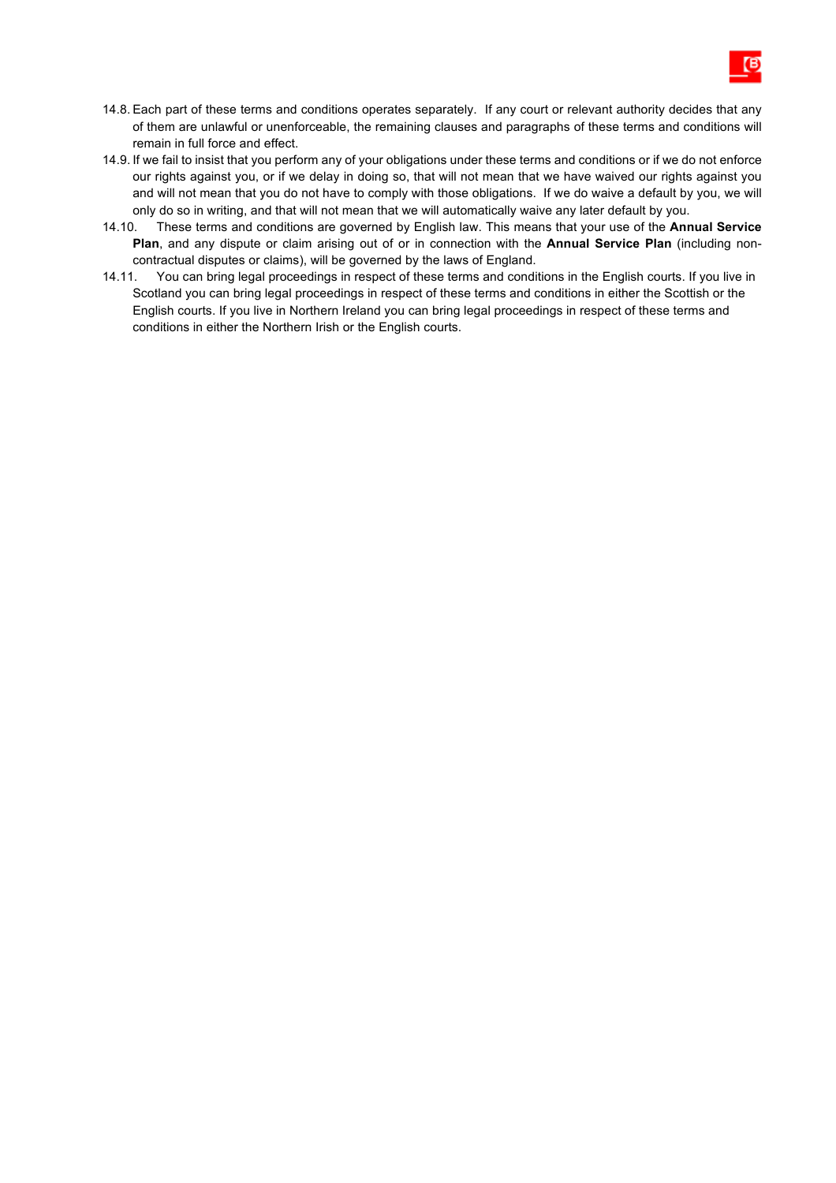14.8. Each part of these terms and conditions operates separately. If any court or relevant authority decides that any of them are unlawful or unenforceable, the remaining clauses and paragraphs of these terms and conditions will remain in full force and effect.

14.9. If we fail to insist that you perform any of your obligations under these terms and conditions or if we do not enforce our rights against you, or if we delay in doing so, that will not mean that we have waived our rights against you and will not mean that you do not have to comply with those obligations. If we do waive a default by you, we will only do so in writing, and that will not mean that we will automatically waive any later default by you.

14.10. These terms and conditions are governed by English law. This means that your use of the **Annual Service Plan**, and any dispute or claim arising out of or in connection with the **Annual Service Plan** (including non-contractual disputes or claims), will be governed by the laws of England.

14.11. You can bring legal proceedings in respect of these terms and conditions in the English courts. If you live in Scotland you can bring legal proceedings in respect of these terms and conditions in either the Scottish or the English courts. If you live in Northern Ireland you can bring legal proceedings in respect of these terms and conditions in either the Northern Irish or the English courts.